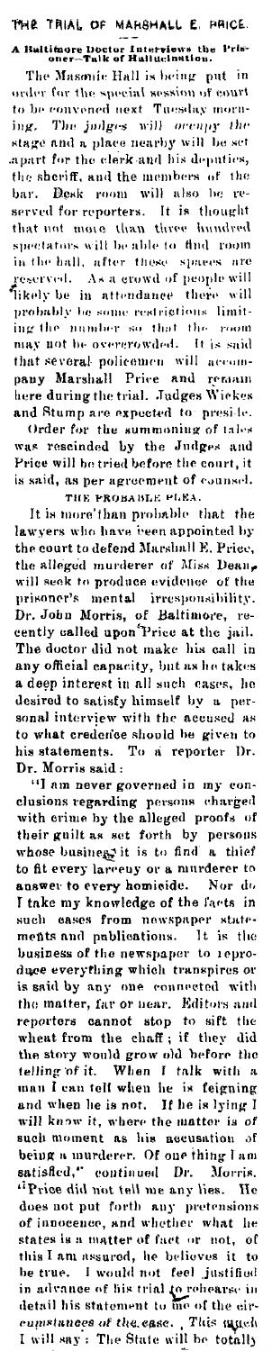# THE TRIAL OF MARSHALL E. PRICE.

### A Baltimore Doctor Interviews the Prisoner—Talk of Hallucination.

The Masonic Hall is being put in order for the special session of court to be convened next Tuesday morning. The judges will occupy the stage and a place nearby will be set apart for the clerk and his deputies, the sheriff, and the members of the bar. Desk room will also be reserved for reporters. It is thought that not more than three hundred spectators will be able to find room in the hall, after these spaces are reserved. As a crowd of people will likely be in attendance there will probably be some restrictions limiting the number so that the room may not be overcrowded. It is said that several policemen will accompany Marshall Price and remain here during the trial. Judges Wickes and Stump are expected to preside.

Order for the summoning of tales was rescinded by the Judges and Price will be tried before the court, it is said, as per agreement of counsel.

#### THE PROBABLE PLEA.

It is more than probable that the lawyers who have been appointed by the court to defend Marshall E. Price, the alleged murderer of Miss Dean, will seek to produce evidence of the prisoner's mental irresponsibility. Dr. John Morris, of Baltimore, recently called upon Price at the jail. The doctor did not make his call in any official capacity, but as he takes a deep interest in all such cases, he desired to satisfy himself by a personal interview with the accused as to what credence should be given to his statements. To a reporter Dr. Dr. Morris said:

"I am never governed in my conclusions regarding persons charged with crime by the alleged proofs of their guilt as set forth by persons whose business it is to find a thief to fit every larceny or a murderer to answer to every homicide. Nor do I take my knowledge of the facts in such cases from newspaper statements and publications. It is the business of the newspaper to reproduce everything which transpires or is said by any one connected with the matter, far or near. Editors and reporters cannot stop to sift the wheat from the chaff; if they did the story would grow old before the telling of it. When I talk with a man I can tell when he is feigning and when he is not. If he is lying I will know it, where the matter is of such moment as his accusation of being a murderer. Of one thing I am satisfied," continued Dr. Morris. "Price did not tell me any lies. He does not put forth any pretensions of innocence, and whether what he states is a matter of fact or not, of this I am assured, he believes it to be true. I would not feel justified in advance of his trial to rehearse in detail his statement to me of the circumstances of the case. This much I will say: The State will be totally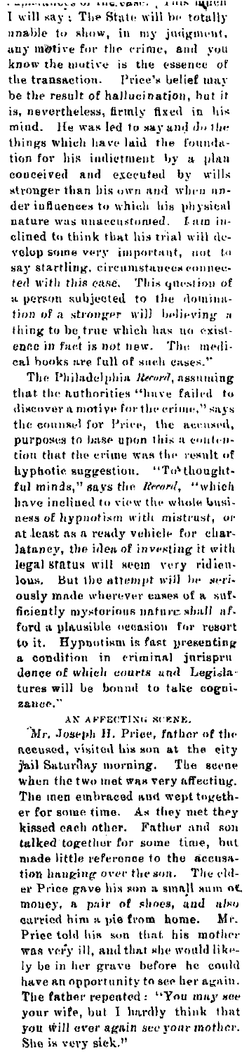I will say: The State will be totally unable to show, in my judgment, any motive for the crime, and you know the motive is the essence of the transaction. Price's belief may be the result of hallucination, but it is, nevertheless, firmly fixed in his mind. He was led to say and do the things which have laid the foundation for his indictment by a plan conceived and executed by wills stronger than his own and when under influences to which his physical nature was unaccustomed. I am inclined to think that his trial will develop some very important, not to say startling, circumstances connected with this case. This question of a person subjected to the domination of a stronger will believing a thing to be true which has no existence in fact is not new. The medical books are full of such cases."

The Philadelphia *Record*, assuming that the authorities "have failed to discover a motive for the crime," says the counsel for Price, the accused, purposes to base upon this a contention that the crime was the result of hyphotic suggestion. "To thoughtful minds," says the *Record*, "which have inclined to view the whole business of hypnotism with mistrust, or at least as a ready vehicle for charlatancy, the idea of investing it with legal status will seem very ridiculous. But the attempt will be seriously made wherever cases of a sufficiently mysterious nature shall afford a plausible occasion for resort to it. Hypnotism is fast presenting a condition in criminal jurisprudence of which courts and Legislatures will be bound to take cognizance."

### AN AFFECTING SCENE.

Mr. Joseph H. Price, father of the accused, visited his son at the city jail Saturday morning. The scene when the two met was very affecting. The men embraced and wept together for some time. As they met they kissed each other. Father and son talked together for some time, but made little reference to the accusation hanging over the son. The elder Price gave his son a small sum of money, a pair of shoes, and also carried him a pie from home. Mr. Price told his son that his mother was very ill, and that she would likely be in her grave before he could have an opportunity to see her again. The father repeated: "You may see your wife, but I hardly think that you will ever again see your mother. She is very sick."